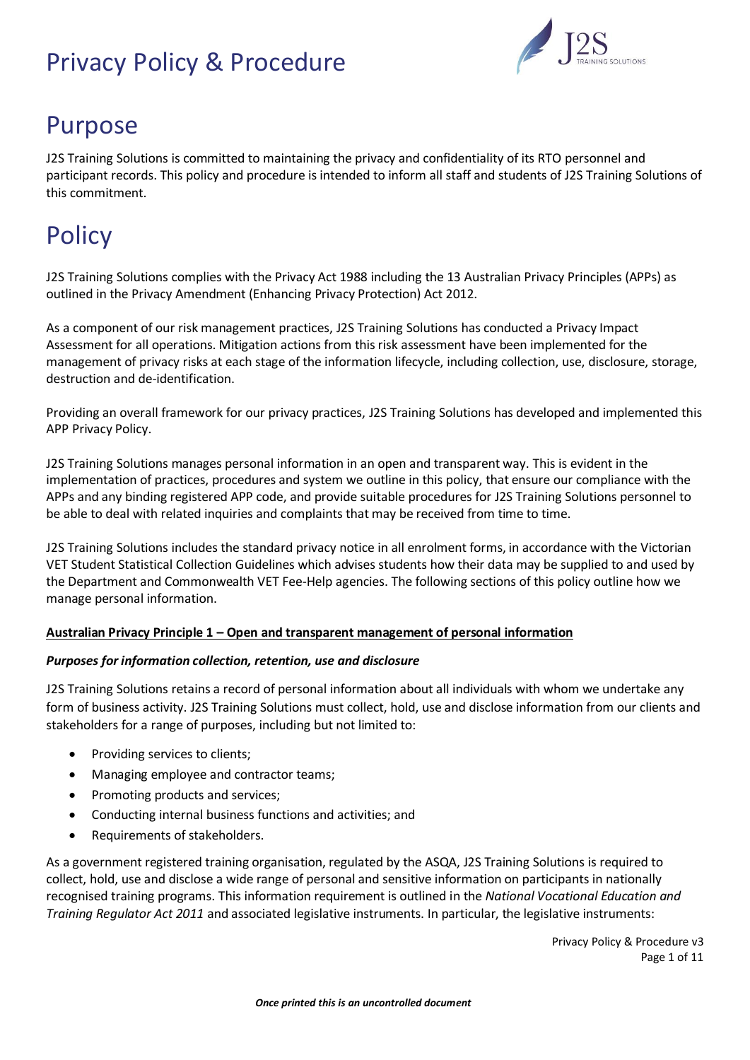# Privacy Policy & Procedure

## Purpose

J2S Training Solutions is committed to maintaining the privacy and confidentiality of its RTO personnel and participant records. This policy and procedure is intended to inform all staff and students of J2S Training Solutions of this commitment.

## Policy

J2S Training Solutions complies with the Privacy Act 1988 including the 13 Australian Privacy Principles (APPs) as outlined in the Privacy Amendment (Enhancing Privacy Protection) Act 2012.

As a component of our risk management practices, J2S Training Solutions has conducted a Privacy Impact Assessment for all operations. Mitigation actions from this risk assessment have been implemented for the management of privacy risks at each stage of the information lifecycle, including collection, use, disclosure, storage, destruction and de-identification.

Providing an overall framework for our privacy practices, J2S Training Solutions has developed and implemented this APP Privacy Policy.

J2S Training Solutions manages personal information in an open and transparent way. This is evident in the implementation of practices, procedures and system we outline in this policy, that ensure our compliance with the APPs and any binding registered APP code, and provide suitable procedures for J2S Training Solutions personnel to be able to deal with related inquiries and complaints that may be received from time to time.

J2S Training Solutions includes the standard privacy notice in all enrolment forms, in accordance with the Victorian VET Student Statistical Collection Guidelines which advises students how their data may be supplied to and used by the Department and Commonwealth VET Fee-Help agencies. The following sections of this policy outline how we manage personal information.

**<u>Australian Privacy Principle 1 – Open and transparent management of personal information</u>**

***Purposes for information collection, retention, use and disclosure***

J2S Training Solutions retains a record of personal information about all individuals with whom we undertake any form of business activity. J2S Training Solutions must collect, hold, use and disclose information from our clients and stakeholders for a range of purposes, including but not limited to:

- Providing services to clients;
- Managing employee and contractor teams;
- Promoting products and services;
- Conducting internal business functions and activities; and
- Requirements of stakeholders.

As a government registered training organisation, regulated by the ASQA, J2S Training Solutions is required to collect, hold, use and disclose a wide range of personal and sensitive information on participants in nationally recognised training programs. This information requirement is outlined in the *National Vocational Education and Training Regulator Act 2011* and associated legislative instruments. In particular, the legislative instruments: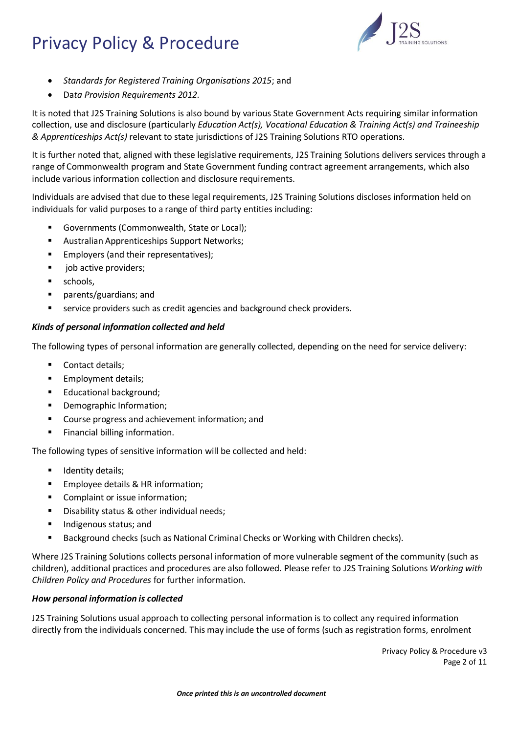- *Standards for Registered Training Organisations 2015*; and
- Data *Provision Requirements 2012.*

It is noted that J2S Training Solutions is also bound by various State Government Acts requiring similar information collection, use and disclosure (particularly *Education Act(s), Vocational Education & Training Act(s) and Traineeship & Apprenticeships Act(s)* relevant to state jurisdictions of J2S Training Solutions RTO operations.

It is further noted that, aligned with these legislative requirements, J2S Training Solutions delivers services through a range of Commonwealth program and State Government funding contract agreement arrangements, which also include various information collection and disclosure requirements.

Individuals are advised that due to these legal requirements, J2S Training Solutions discloses information held on individuals for valid purposes to a range of third party entities including:

- Governments (Commonwealth, State or Local);
- Australian Apprenticeships Support Networks;
- Employers (and their representatives);
- job active providers;
- schools,
- parents/guardians; and
- service providers such as credit agencies and background check providers.

***Kinds of personal information collected and held***

The following types of personal information are generally collected, depending on the need for service delivery:

- Contact details;
- Employment details;
- Educational background;
- Demographic Information;
- Course progress and achievement information; and
- Financial billing information.

The following types of sensitive information will be collected and held:

- Identity details;
- Employee details & HR information;
- Complaint or issue information;
- Disability status & other individual needs;
- Indigenous status; and
- Background checks (such as National Criminal Checks or Working with Children checks).

Where J2S Training Solutions collects personal information of more vulnerable segment of the community (such as children), additional practices and procedures are also followed. Please refer to J2S Training Solutions *Working with Children Policy and Procedures* for further information.

***How personal information is collected***

J2S Training Solutions usual approach to collecting personal information is to collect any required information directly from the individuals concerned. This may include the use of forms (such as registration forms, enrolment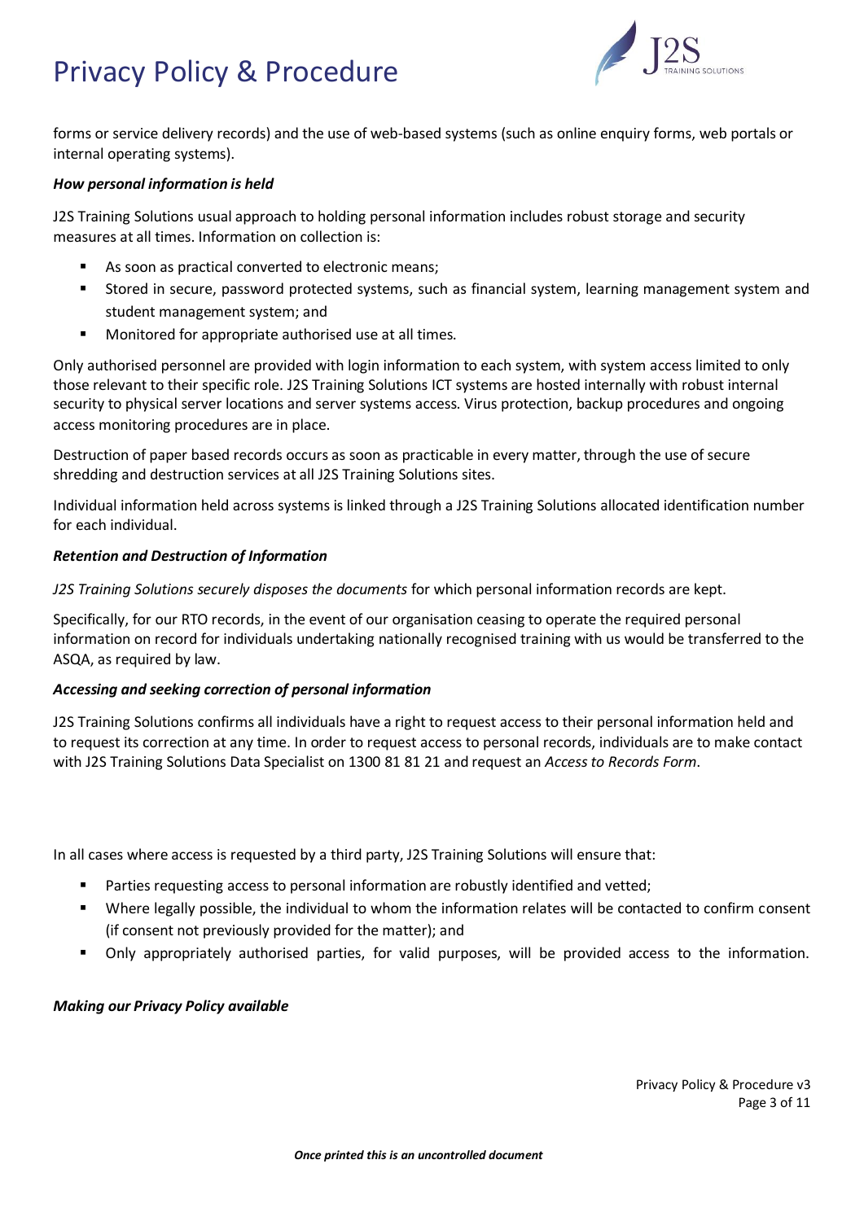forms or service delivery records) and the use of web-based systems (such as online enquiry forms, web portals or internal operating systems).

***How personal information is held***

J2S Training Solutions usual approach to holding personal information includes robust storage and security measures at all times. Information on collection is:

- As soon as practical converted to electronic means;
- Stored in secure, password protected systems, such as financial system, learning management system and student management system; and
- Monitored for appropriate authorised use at all times.

Only authorised personnel are provided with login information to each system, with system access limited to only those relevant to their specific role. J2S Training Solutions ICT systems are hosted internally with robust internal security to physical server locations and server systems access. Virus protection, backup procedures and ongoing access monitoring procedures are in place.

Destruction of paper based records occurs as soon as practicable in every matter, through the use of secure shredding and destruction services at all J2S Training Solutions sites.

Individual information held across systems is linked through a J2S Training Solutions allocated identification number for each individual.

***Retention and Destruction of Information***

*J2S Training Solutions securely disposes the documents* for which personal information records are kept.

Specifically, for our RTO records, in the event of our organisation ceasing to operate the required personal information on record for individuals undertaking nationally recognised training with us would be transferred to the ASQA, as required by law.

***Accessing and seeking correction of personal information***

J2S Training Solutions confirms all individuals have a right to request access to their personal information held and to request its correction at any time. In order to request access to personal records, individuals are to make contact with J2S Training Solutions Data Specialist on 1300 81 81 21 and request an *Access to Records Form*.

In all cases where access is requested by a third party, J2S Training Solutions will ensure that:

- Parties requesting access to personal information are robustly identified and vetted;
- Where legally possible, the individual to whom the information relates will be contacted to confirm consent (if consent not previously provided for the matter); and
- Only appropriately authorised parties, for valid purposes, will be provided access to the information.

***Making our Privacy Policy available***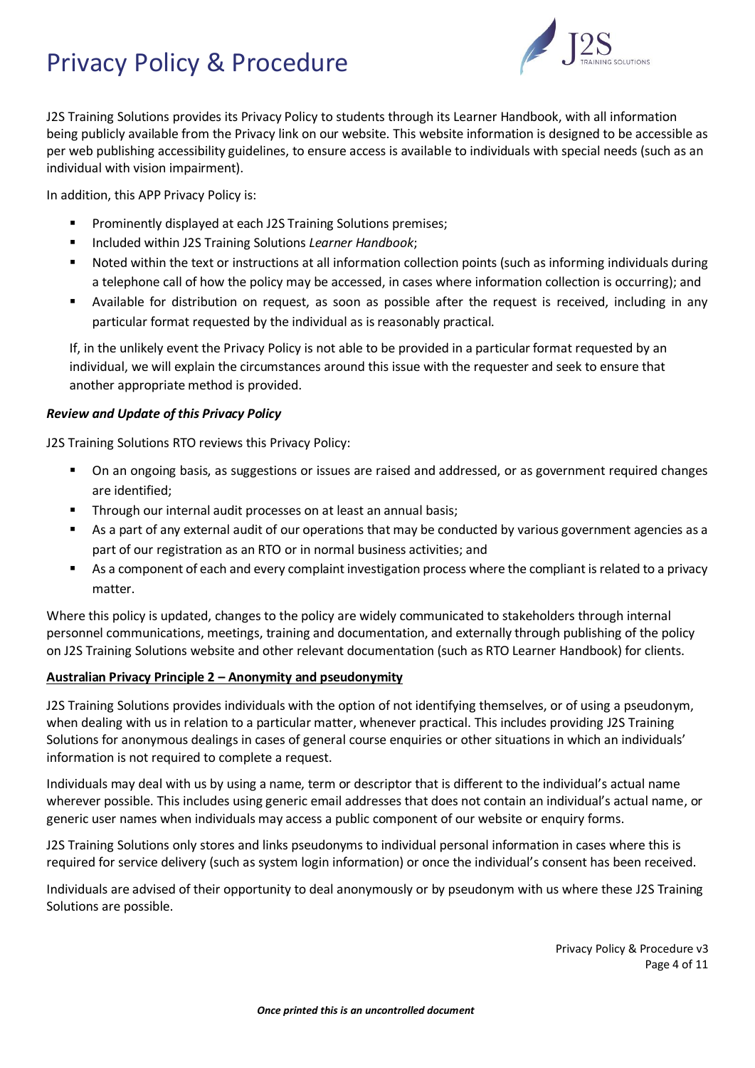J2S Training Solutions provides its Privacy Policy to students through its Learner Handbook, with all information being publicly available from the Privacy link on our website. This website information is designed to be accessible as per web publishing accessibility guidelines, to ensure access is available to individuals with special needs (such as an individual with vision impairment).

In addition, this APP Privacy Policy is:

- Prominently displayed at each J2S Training Solutions premises;
- Included within J2S Training Solutions *Learner Handbook*;
- Noted within the text or instructions at all information collection points (such as informing individuals during a telephone call of how the policy may be accessed, in cases where information collection is occurring); and
- Available for distribution on request, as soon as possible after the request is received, including in any particular format requested by the individual as is reasonably practical.

If, in the unlikely event the Privacy Policy is not able to be provided in a particular format requested by an individual, we will explain the circumstances around this issue with the requester and seek to ensure that another appropriate method is provided.

***Review and Update of this Privacy Policy***

J2S Training Solutions RTO reviews this Privacy Policy:

- On an ongoing basis, as suggestions or issues are raised and addressed, or as government required changes are identified;
- Through our internal audit processes on at least an annual basis;
- As a part of any external audit of our operations that may be conducted by various government agencies as a part of our registration as an RTO or in normal business activities; and
- As a component of each and every complaint investigation process where the compliant is related to a privacy matter.

Where this policy is updated, changes to the policy are widely communicated to stakeholders through internal personnel communications, meetings, training and documentation, and externally through publishing of the policy on J2S Training Solutions website and other relevant documentation (such as RTO Learner Handbook) for clients.

**Australian Privacy Principle 2 – Anonymity and pseudonymity**

J2S Training Solutions provides individuals with the option of not identifying themselves, or of using a pseudonym, when dealing with us in relation to a particular matter, whenever practical. This includes providing J2S Training Solutions for anonymous dealings in cases of general course enquiries or other situations in which an individuals' information is not required to complete a request.

Individuals may deal with us by using a name, term or descriptor that is different to the individual's actual name wherever possible. This includes using generic email addresses that does not contain an individual's actual name, or generic user names when individuals may access a public component of our website or enquiry forms.

J2S Training Solutions only stores and links pseudonyms to individual personal information in cases where this is required for service delivery (such as system login information) or once the individual's consent has been received.

Individuals are advised of their opportunity to deal anonymously or by pseudonym with us where these J2S Training Solutions are possible.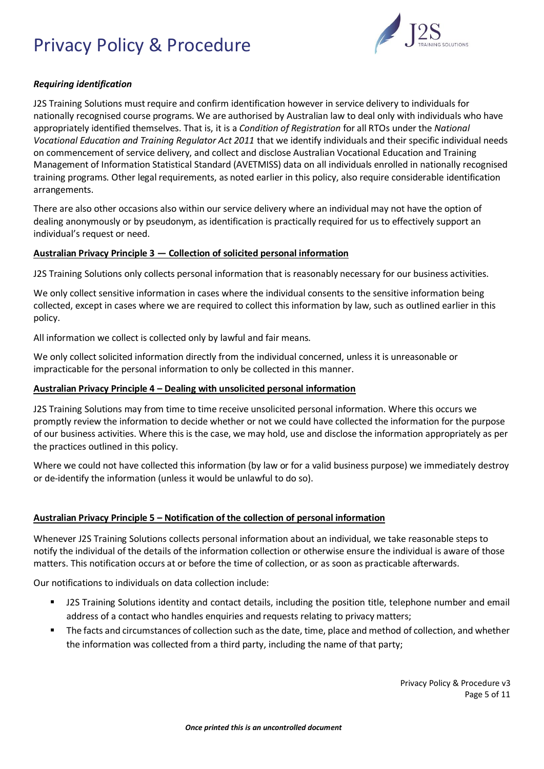***Requiring identification***

J2S Training Solutions must require and confirm identification however in service delivery to individuals for nationally recognised course programs. We are authorised by Australian law to deal only with individuals who have appropriately identified themselves. That is, it is a *Condition of Registration* for all RTOs under the *National Vocational Education and Training Regulator Act 2011* that we identify individuals and their specific individual needs on commencement of service delivery, and collect and disclose Australian Vocational Education and Training Management of Information Statistical Standard (AVETMISS) data on all individuals enrolled in nationally recognised training programs. Other legal requirements, as noted earlier in this policy, also require considerable identification arrangements.

There are also other occasions also within our service delivery where an individual may not have the option of dealing anonymously or by pseudonym, as identification is practically required for us to effectively support an individual's request or need.

**<u>Australian Privacy Principle 3 — Collection of solicited personal information</u>**

J2S Training Solutions only collects personal information that is reasonably necessary for our business activities.

We only collect sensitive information in cases where the individual consents to the sensitive information being collected, except in cases where we are required to collect this information by law, such as outlined earlier in this policy.

All information we collect is collected only by lawful and fair means.

We only collect solicited information directly from the individual concerned, unless it is unreasonable or impracticable for the personal information to only be collected in this manner.

**<u>Australian Privacy Principle 4 – Dealing with unsolicited personal information</u>**

J2S Training Solutions may from time to time receive unsolicited personal information. Where this occurs we promptly review the information to decide whether or not we could have collected the information for the purpose of our business activities. Where this is the case, we may hold, use and disclose the information appropriately as per the practices outlined in this policy.

Where we could not have collected this information (by law or for a valid business purpose) we immediately destroy or de-identify the information (unless it would be unlawful to do so).

**<u>Australian Privacy Principle 5 – Notification of the collection of personal information</u>**

Whenever J2S Training Solutions collects personal information about an individual, we take reasonable steps to notify the individual of the details of the information collection or otherwise ensure the individual is aware of those matters. This notification occurs at or before the time of collection, or as soon as practicable afterwards.

Our notifications to individuals on data collection include:

- J2S Training Solutions identity and contact details, including the position title, telephone number and email address of a contact who handles enquiries and requests relating to privacy matters;
- The facts and circumstances of collection such as the date, time, place and method of collection, and whether the information was collected from a third party, including the name of that party;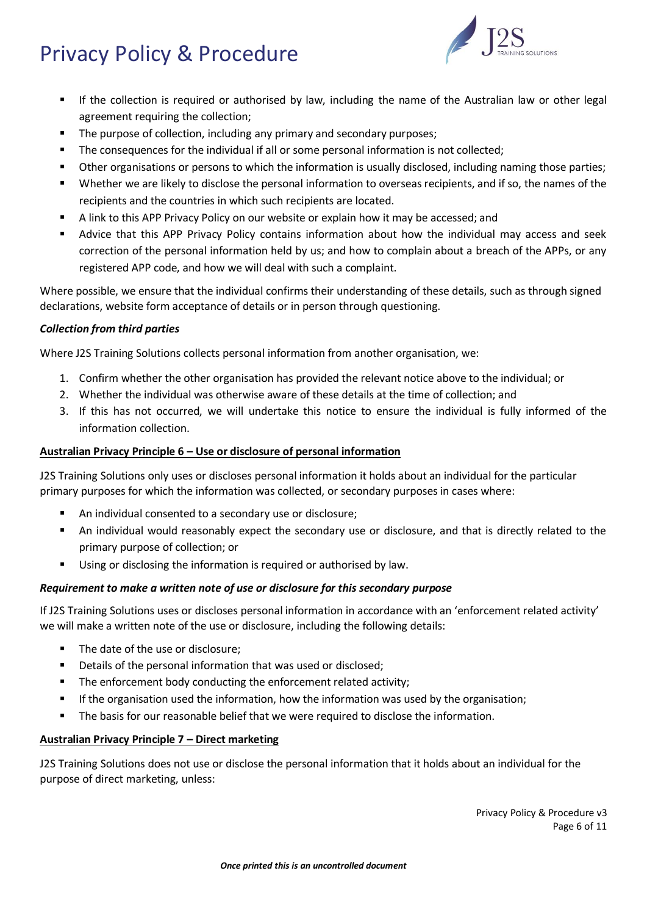- If the collection is required or authorised by law, including the name of the Australian law or other legal agreement requiring the collection;
- The purpose of collection, including any primary and secondary purposes;
- The consequences for the individual if all or some personal information is not collected;
- Other organisations or persons to which the information is usually disclosed, including naming those parties;
- Whether we are likely to disclose the personal information to overseas recipients, and if so, the names of the recipients and the countries in which such recipients are located.
- A link to this APP Privacy Policy on our website or explain how it may be accessed; and
- Advice that this APP Privacy Policy contains information about how the individual may access and seek correction of the personal information held by us; and how to complain about a breach of the APPs, or any registered APP code, and how we will deal with such a complaint.

Where possible, we ensure that the individual confirms their understanding of these details, such as through signed declarations, website form acceptance of details or in person through questioning.

***Collection from third parties***

Where J2S Training Solutions collects personal information from another organisation, we:

1. Confirm whether the other organisation has provided the relevant notice above to the individual; or
2. Whether the individual was otherwise aware of these details at the time of collection; and
3. If this has not occurred, we will undertake this notice to ensure the individual is fully informed of the information collection.

**Australian Privacy Principle 6 – Use or disclosure of personal information**

J2S Training Solutions only uses or discloses personal information it holds about an individual for the particular primary purposes for which the information was collected, or secondary purposes in cases where:

- An individual consented to a secondary use or disclosure;
- An individual would reasonably expect the secondary use or disclosure, and that is directly related to the primary purpose of collection; or
- Using or disclosing the information is required or authorised by law.

***Requirement to make a written note of use or disclosure for this secondary purpose***

If J2S Training Solutions uses or discloses personal information in accordance with an 'enforcement related activity' we will make a written note of the use or disclosure, including the following details:

- The date of the use or disclosure;
- Details of the personal information that was used or disclosed;
- The enforcement body conducting the enforcement related activity;
- If the organisation used the information, how the information was used by the organisation;
- The basis for our reasonable belief that we were required to disclose the information.

**Australian Privacy Principle 7 – Direct marketing**

J2S Training Solutions does not use or disclose the personal information that it holds about an individual for the purpose of direct marketing, unless: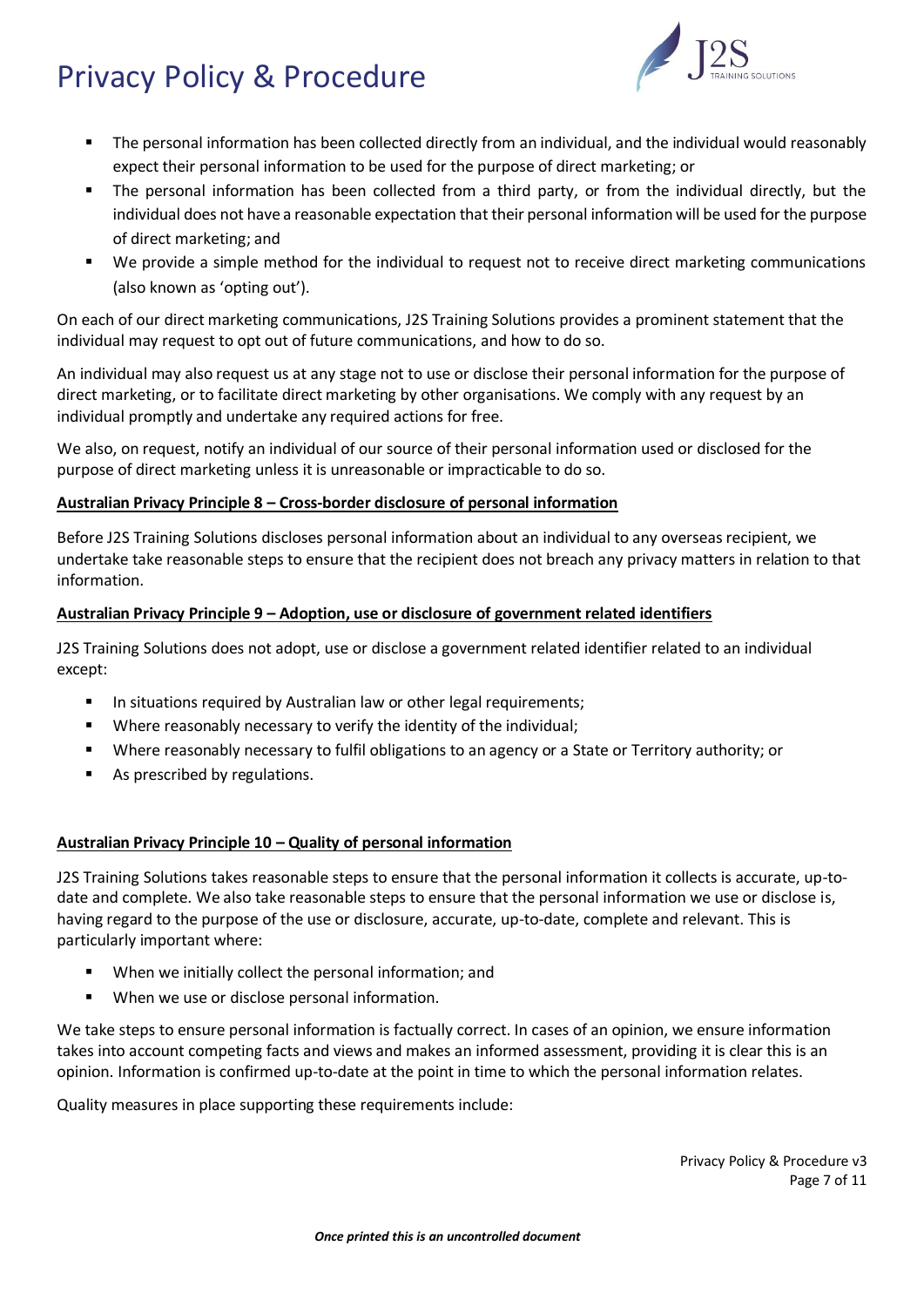- The personal information has been collected directly from an individual, and the individual would reasonably expect their personal information to be used for the purpose of direct marketing; or
- The personal information has been collected from a third party, or from the individual directly, but the individual does not have a reasonable expectation that their personal information will be used for the purpose of direct marketing; and
- We provide a simple method for the individual to request not to receive direct marketing communications (also known as 'opting out').

On each of our direct marketing communications, J2S Training Solutions provides a prominent statement that the individual may request to opt out of future communications, and how to do so.

An individual may also request us at any stage not to use or disclose their personal information for the purpose of direct marketing, or to facilitate direct marketing by other organisations. We comply with any request by an individual promptly and undertake any required actions for free.

We also, on request, notify an individual of our source of their personal information used or disclosed for the purpose of direct marketing unless it is unreasonable or impracticable to do so.

**Australian Privacy Principle 8 – Cross-border disclosure of personal information**

Before J2S Training Solutions discloses personal information about an individual to any overseas recipient, we undertake take reasonable steps to ensure that the recipient does not breach any privacy matters in relation to that information.

**Australian Privacy Principle 9 – Adoption, use or disclosure of government related identifiers**

J2S Training Solutions does not adopt, use or disclose a government related identifier related to an individual except:

- In situations required by Australian law or other legal requirements;
- Where reasonably necessary to verify the identity of the individual;
- Where reasonably necessary to fulfil obligations to an agency or a State or Territory authority; or
- As prescribed by regulations.

**Australian Privacy Principle 10 – Quality of personal information**

J2S Training Solutions takes reasonable steps to ensure that the personal information it collects is accurate, up-to-date and complete. We also take reasonable steps to ensure that the personal information we use or disclose is, having regard to the purpose of the use or disclosure, accurate, up-to-date, complete and relevant. This is particularly important where:

- When we initially collect the personal information; and
- When we use or disclose personal information.

We take steps to ensure personal information is factually correct. In cases of an opinion, we ensure information takes into account competing facts and views and makes an informed assessment, providing it is clear this is an opinion. Information is confirmed up-to-date at the point in time to which the personal information relates.

Quality measures in place supporting these requirements include: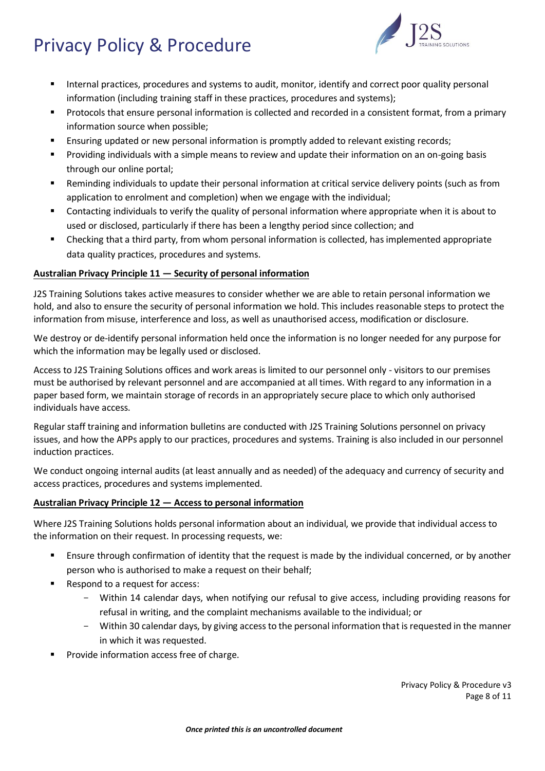- Internal practices, procedures and systems to audit, monitor, identify and correct poor quality personal information (including training staff in these practices, procedures and systems);
- Protocols that ensure personal information is collected and recorded in a consistent format, from a primary information source when possible;
- Ensuring updated or new personal information is promptly added to relevant existing records;
- Providing individuals with a simple means to review and update their information on an on-going basis through our online portal;
- Reminding individuals to update their personal information at critical service delivery points (such as from application to enrolment and completion) when we engage with the individual;
- Contacting individuals to verify the quality of personal information where appropriate when it is about to used or disclosed, particularly if there has been a lengthy period since collection; and
- Checking that a third party, from whom personal information is collected, has implemented appropriate data quality practices, procedures and systems.

**<u>Australian Privacy Principle 11 — Security of personal information</u>**

J2S Training Solutions takes active measures to consider whether we are able to retain personal information we hold, and also to ensure the security of personal information we hold. This includes reasonable steps to protect the information from misuse, interference and loss, as well as unauthorised access, modification or disclosure.

We destroy or de-identify personal information held once the information is no longer needed for any purpose for which the information may be legally used or disclosed.

Access to J2S Training Solutions offices and work areas is limited to our personnel only - visitors to our premises must be authorised by relevant personnel and are accompanied at all times. With regard to any information in a paper based form, we maintain storage of records in an appropriately secure place to which only authorised individuals have access.

Regular staff training and information bulletins are conducted with J2S Training Solutions personnel on privacy issues, and how the APPs apply to our practices, procedures and systems. Training is also included in our personnel induction practices.

We conduct ongoing internal audits (at least annually and as needed) of the adequacy and currency of security and access practices, procedures and systems implemented.

**<u>Australian Privacy Principle 12 — Access to personal information</u>**

Where J2S Training Solutions holds personal information about an individual, we provide that individual access to the information on their request. In processing requests, we:

- Ensure through confirmation of identity that the request is made by the individual concerned, or by another person who is authorised to make a request on their behalf;
- Respond to a request for access:
  - Within 14 calendar days, when notifying our refusal to give access, including providing reasons for refusal in writing, and the complaint mechanisms available to the individual; or
  - Within 30 calendar days, by giving access to the personal information that is requested in the manner in which it was requested.
- Provide information access free of charge.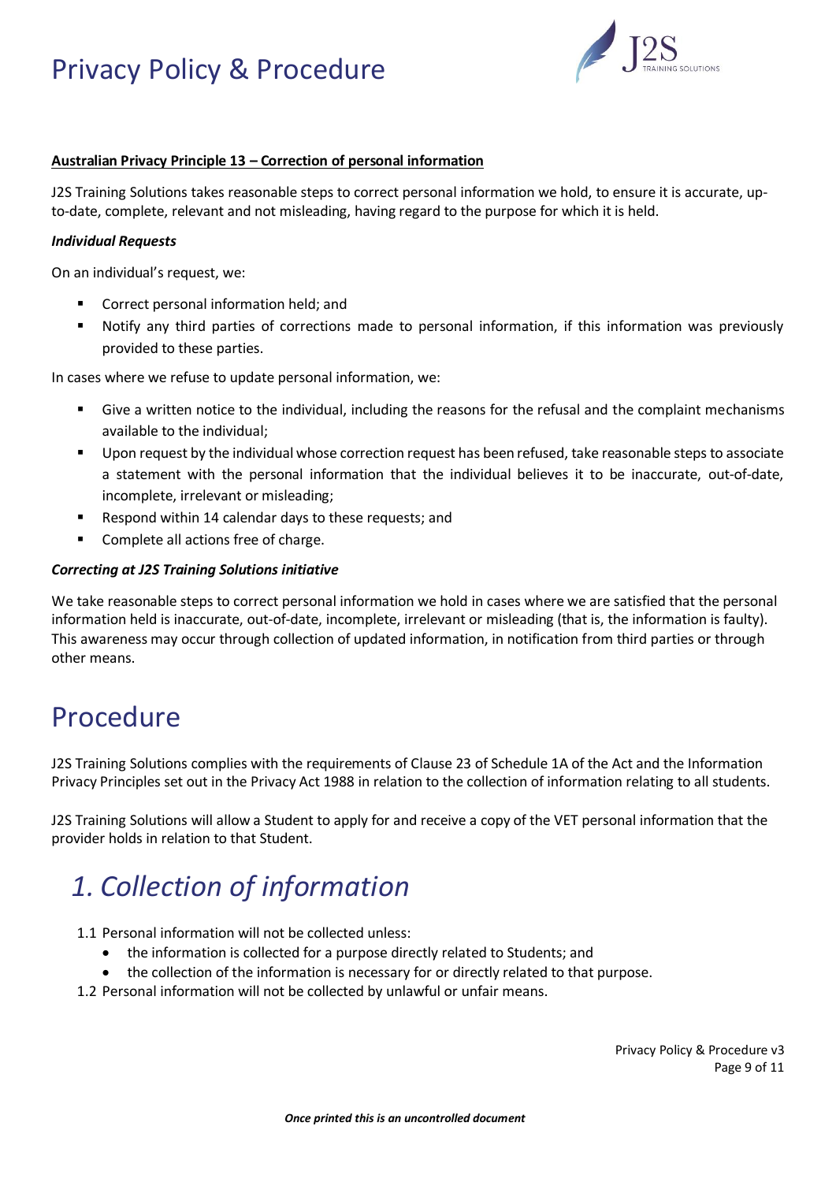**Australian Privacy Principle 13 – Correction of personal information**

J2S Training Solutions takes reasonable steps to correct personal information we hold, to ensure it is accurate, up-to-date, complete, relevant and not misleading, having regard to the purpose for which it is held.

***Individual Requests***

On an individual's request, we:

- Correct personal information held; and
- Notify any third parties of corrections made to personal information, if this information was previously provided to these parties.

In cases where we refuse to update personal information, we:

- Give a written notice to the individual, including the reasons for the refusal and the complaint mechanisms available to the individual;
- Upon request by the individual whose correction request has been refused, take reasonable steps to associate a statement with the personal information that the individual believes it to be inaccurate, out-of-date, incomplete, irrelevant or misleading;
- Respond within 14 calendar days to these requests; and
- Complete all actions free of charge.

***Correcting at J2S Training Solutions initiative***

We take reasonable steps to correct personal information we hold in cases where we are satisfied that the personal information held is inaccurate, out-of-date, incomplete, irrelevant or misleading (that is, the information is faulty). This awareness may occur through collection of updated information, in notification from third parties or through other means.

# Procedure

J2S Training Solutions complies with the requirements of Clause 23 of Schedule 1A of the Act and the Information Privacy Principles set out in the Privacy Act 1988 in relation to the collection of information relating to all students.

J2S Training Solutions will allow a Student to apply for and receive a copy of the VET personal information that the provider holds in relation to that Student.

## *1. Collection of information*

1.1 Personal information will not be collected unless:
- the information is collected for a purpose directly related to Students; and
- the collection of the information is necessary for or directly related to that purpose.

1.2 Personal information will not be collected by unlawful or unfair means.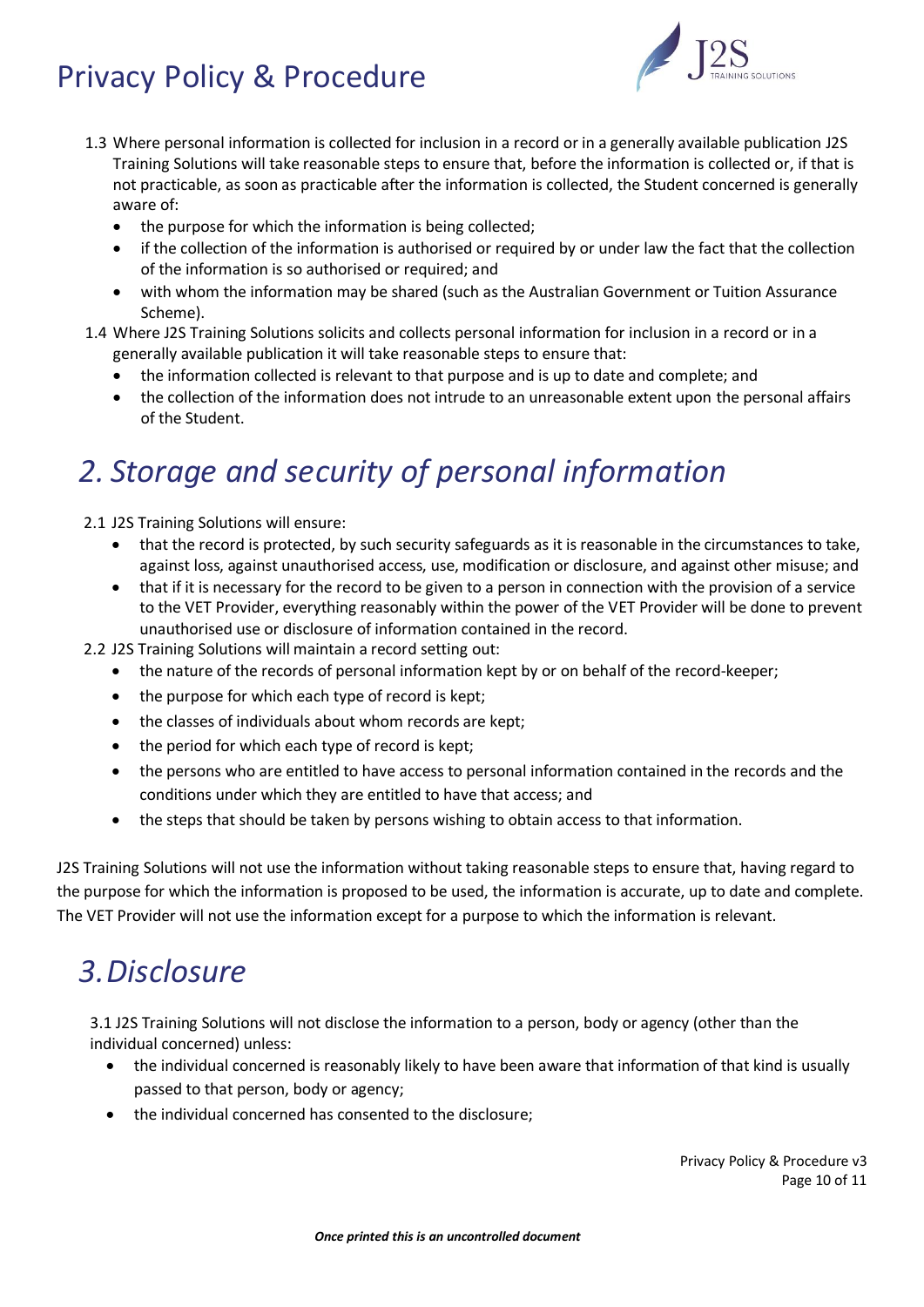1.3 Where personal information is collected for inclusion in a record or in a generally available publication J2S Training Solutions will take reasonable steps to ensure that, before the information is collected or, if that is not practicable, as soon as practicable after the information is collected, the Student concerned is generally aware of:

- the purpose for which the information is being collected;
- if the collection of the information is authorised or required by or under law the fact that the collection of the information is so authorised or required; and
- with whom the information may be shared (such as the Australian Government or Tuition Assurance Scheme).

1.4 Where J2S Training Solutions solicits and collects personal information for inclusion in a record or in a generally available publication it will take reasonable steps to ensure that:

- the information collected is relevant to that purpose and is up to date and complete; and
- the collection of the information does not intrude to an unreasonable extent upon the personal affairs of the Student.

# *2. Storage and security of personal information*

2.1 J2S Training Solutions will ensure:

- that the record is protected, by such security safeguards as it is reasonable in the circumstances to take, against loss, against unauthorised access, use, modification or disclosure, and against other misuse; and
- that if it is necessary for the record to be given to a person in connection with the provision of a service to the VET Provider, everything reasonably within the power of the VET Provider will be done to prevent unauthorised use or disclosure of information contained in the record.

2.2 J2S Training Solutions will maintain a record setting out:

- the nature of the records of personal information kept by or on behalf of the record-keeper;
- the purpose for which each type of record is kept;
- the classes of individuals about whom records are kept;
- the period for which each type of record is kept;
- the persons who are entitled to have access to personal information contained in the records and the conditions under which they are entitled to have that access; and
- the steps that should be taken by persons wishing to obtain access to that information.

J2S Training Solutions will not use the information without taking reasonable steps to ensure that, having regard to the purpose for which the information is proposed to be used, the information is accurate, up to date and complete. The VET Provider will not use the information except for a purpose to which the information is relevant.

# *3. Disclosure*

3.1 J2S Training Solutions will not disclose the information to a person, body or agency (other than the individual concerned) unless:

- the individual concerned is reasonably likely to have been aware that information of that kind is usually passed to that person, body or agency;
- the individual concerned has consented to the disclosure;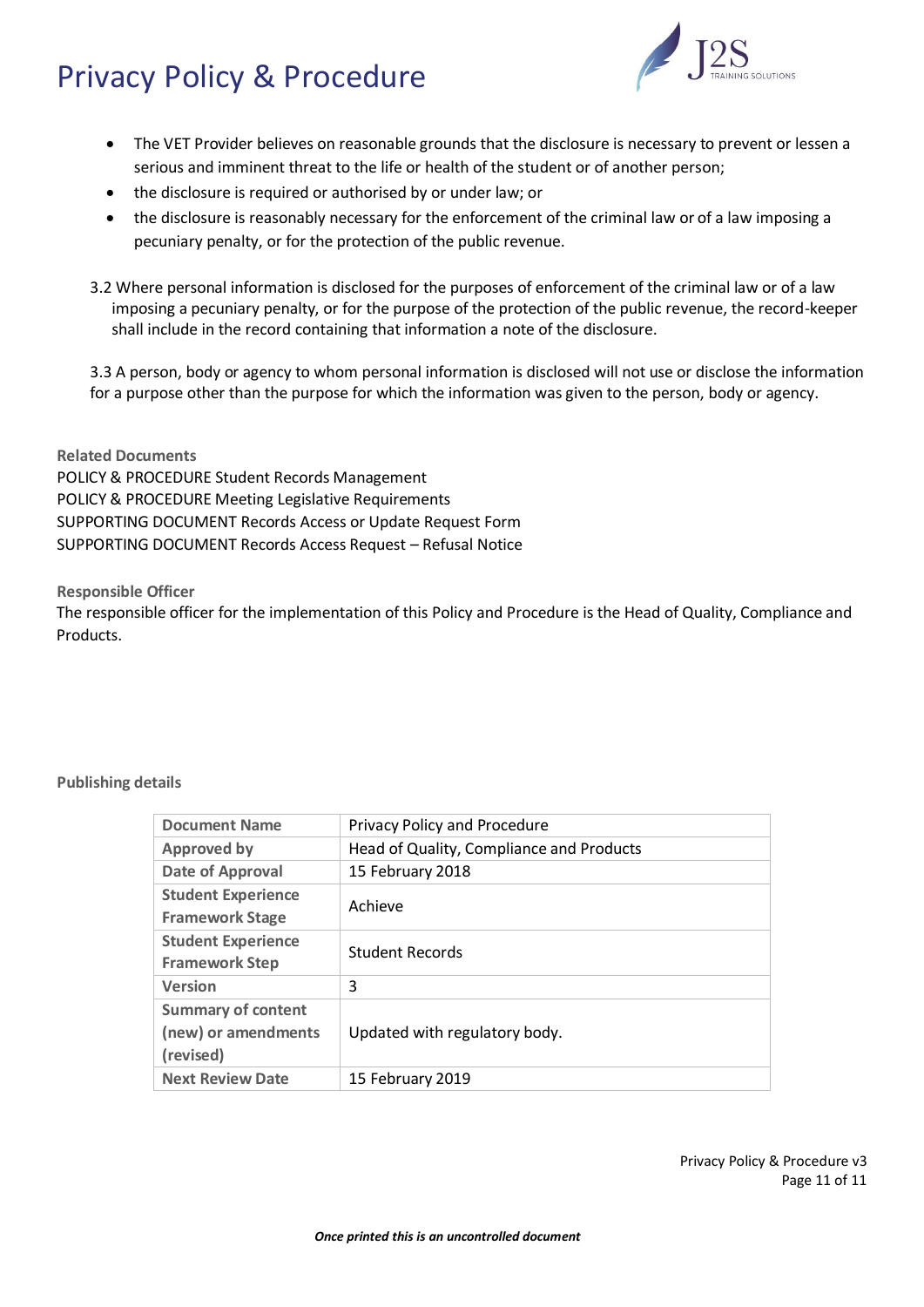- The VET Provider believes on reasonable grounds that the disclosure is necessary to prevent or lessen a serious and imminent threat to the life or health of the student or of another person;
- the disclosure is required or authorised by or under law; or
- the disclosure is reasonably necessary for the enforcement of the criminal law or of a law imposing a pecuniary penalty, or for the protection of the public revenue.

3.2 Where personal information is disclosed for the purposes of enforcement of the criminal law or of a law imposing a pecuniary penalty, or for the purpose of the protection of the public revenue, the record-keeper shall include in the record containing that information a note of the disclosure.

3.3 A person, body or agency to whom personal information is disclosed will not use or disclose the information for a purpose other than the purpose for which the information was given to the person, body or agency.

**Related Documents**

POLICY & PROCEDURE Student Records Management
POLICY & PROCEDURE Meeting Legislative Requirements
SUPPORTING DOCUMENT Records Access or Update Request Form
SUPPORTING DOCUMENT Records Access Request – Refusal Notice

**Responsible Officer**

The responsible officer for the implementation of this Policy and Procedure is the Head of Quality, Compliance and Products.

**Publishing details**

| | |
|---|---|
| **Document Name** | Privacy Policy and Procedure |
| **Approved by** | Head of Quality, Compliance and Products |
| **Date of Approval** | 15 February 2018 |
| **Student Experience Framework Stage** | Achieve |
| **Student Experience Framework Step** | Student Records |
| **Version** | 3 |
| **Summary of content (new) or amendments (revised)** | Updated with regulatory body. |
| **Next Review Date** | 15 February 2019 |

*Once printed this is an uncontrolled document*